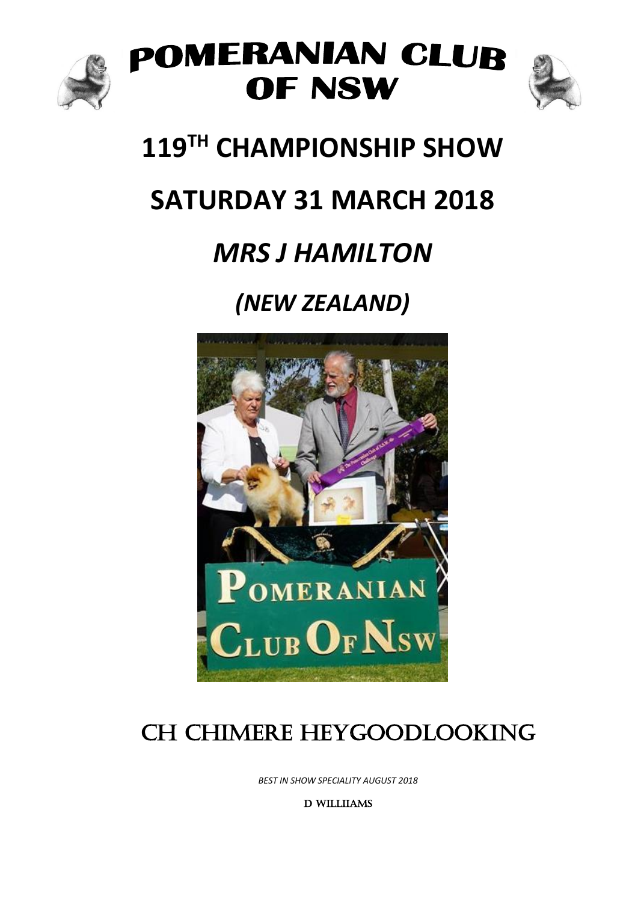# POMERANIAN CLUB OF NSW

## 119TH CHAMPIONSHIP SHOW

## SATURDAY 31 MARCH 2018

## *MRS J HAMILTON*

## *(NEW ZEALAND)*

CH CHIMERE HEYGOODLOOKING

*BEST IN SHOW SPECIALITY AUGUST 2018*

D WILLIAMS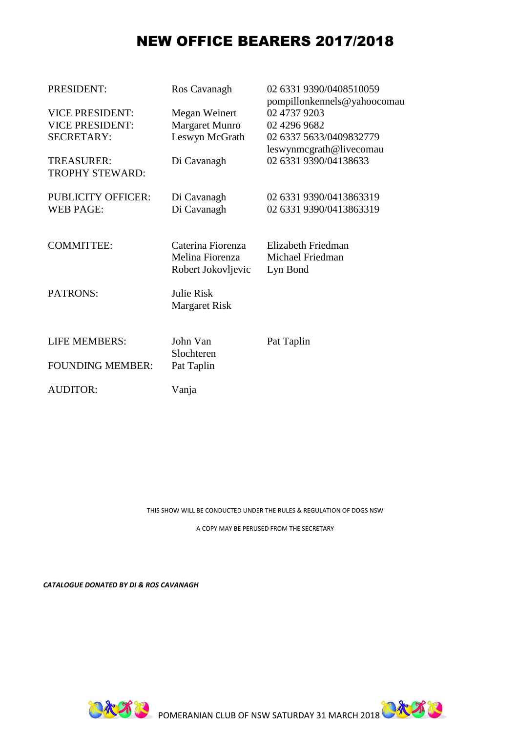# NEW OFFICE BEARERS 2017/2018

| | | |
|---|---|---|
| PRESIDENT: | Ros Cavanagh | 02 6331 9390/0408510059 pompillonkennels@yahoocomau |
| VICE PRESIDENT: | Megan Weinert | 02 4737 9203 |
| VICE PRESIDENT: | Margaret Munro | 02 4296 9682 |
| SECRETARY: | Leswyn McGrath | 02 6337 5633/0409832779 leswynmcgrath@livecomau |
| TREASURER: | Di Cavanagh | 02 6331 9390/04138633 |
| TROPHY STEWARD: | | |
| PUBLICITY OFFICER: | Di Cavanagh | 02 6331 9390/0413863319 |
| WEB PAGE: | Di Cavanagh | 02 6331 9390/0413863319 |
| COMMITTEE: | Caterina Fiorenza | Elizabeth Friedman |
| | Melina Fiorenza | Michael Friedman |
| | Robert Jokovljevic | Lyn Bond |
| PATRONS: | Julie Risk | |
| | Margaret Risk | |
| LIFE MEMBERS: | John Van Slochteren | Pat Taplin |
| FOUNDING MEMBER: | Pat Taplin | |
| AUDITOR: | Vanja | |

THIS SHOW WILL BE CONDUCTED UNDER THE RULES & REGULATION OF DOGS NSW

A COPY MAY BE PERUSED FROM THE SECRETARY

***CATALOGUE DONATED BY DI & ROS CAVANAGH***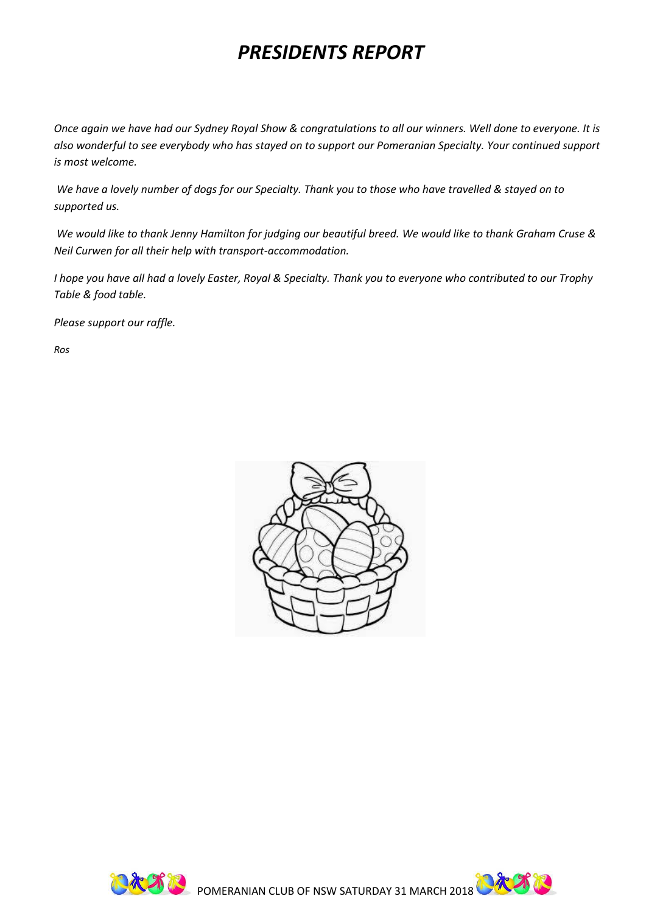# *PRESIDENTS REPORT*

*Once again we have had our Sydney Royal Show & congratulations to all our winners. Well done to everyone. It is also wonderful to see everybody who has stayed on to support our Pomeranian Specialty. Your continued support is most welcome.*

*We have a lovely number of dogs for our Specialty. Thank you to those who have travelled & stayed on to supported us.*

*We would like to thank Jenny Hamilton for judging our beautiful breed. We would like to thank Graham Cruse & Neil Curwen for all their help with transport-accommodation.*

*I hope you have all had a lovely Easter, Royal & Specialty. Thank you to everyone who contributed to our Trophy Table & food table.*

*Please support our raffle.*

*Ros*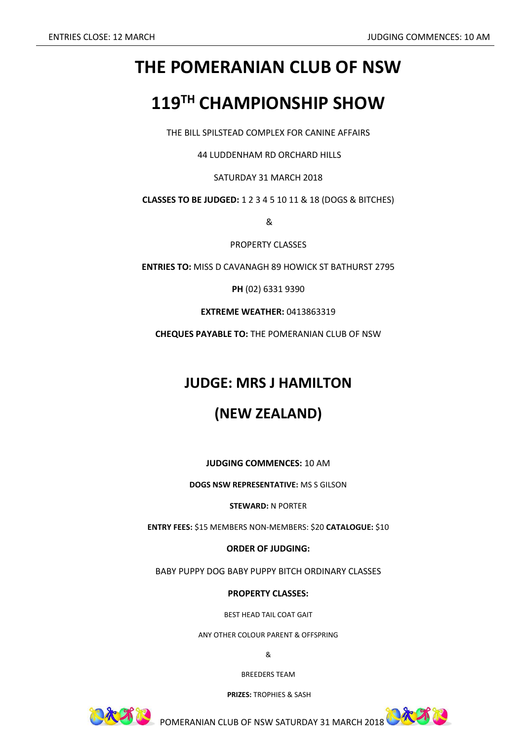# THE POMERANIAN CLUB OF NSW

# 119$^{TH}$ CHAMPIONSHIP SHOW

THE BILL SPILSTEAD COMPLEX FOR CANINE AFFAIRS

44 LUDDENHAM RD ORCHARD HILLS

SATURDAY 31 MARCH 2018

**CLASSES TO BE JUDGED:** 1 2 3 4 5 10 11 & 18 (DOGS & BITCHES)

&

PROPERTY CLASSES

**ENTRIES TO:** MISS D CAVANAGH 89 HOWICK ST BATHURST 2795

**PH** (02) 6331 9390

**EXTREME WEATHER:** 0413863319

**CHEQUES PAYABLE TO:** THE POMERANIAN CLUB OF NSW

## JUDGE: MRS J HAMILTON

## (NEW ZEALAND)

**JUDGING COMMENCES:** 10 AM

**DOGS NSW REPRESENTATIVE:** MS S GILSON

**STEWARD:** N PORTER

**ENTRY FEES:** $15 MEMBERS NON-MEMBERS: $20 **CATALOGUE:** $10

**ORDER OF JUDGING:**

BABY PUPPY DOG BABY PUPPY BITCH ORDINARY CLASSES

**PROPERTY CLASSES:**

BEST HEAD TAIL COAT GAIT

ANY OTHER COLOUR PARENT & OFFSPRING

&

BREEDERS TEAM

**PRIZES:** TROPHIES & SASH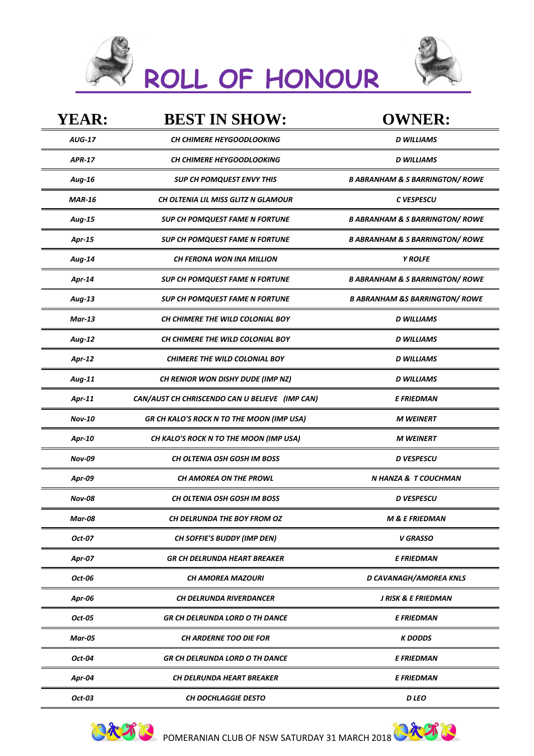# ROLL OF HONOUR

| YEAR: | BEST IN SHOW: | OWNER: |
|---|---|---|
| *AUG-17* | *CH CHIMERE HEYGOODLOOKING* | *D WILLIAMS* |
| *APR-17* | *CH CHIMERE HEYGOODLOOKING* | *D WILLIAMS* |
| *Aug-16* | *SUP CH POMQUEST ENVY THIS* | *B ABRANHAM & S BARRINGTON/ ROWE* |
| *MAR-16* | *CH OLTENIA LIL MISS GLITZ N GLAMOUR* | *C VESPESCU* |
| *Aug-15* | *SUP CH POMQUEST FAME N FORTUNE* | *B ABRANHAM & S BARRINGTON/ ROWE* |
| *Apr-15* | *SUP CH POMQUEST FAME N FORTUNE* | *B ABRANHAM & S BARRINGTON/ ROWE* |
| *Aug-14* | *CH FERONA WON INA MILLION* | *Y ROLFE* |
| *Apr-14* | *SUP CH POMQUEST FAME N FORTUNE* | *B ABRANHAM & S BARRINGTON/ ROWE* |
| *Aug-13* | *SUP CH POMQUEST FAME N FORTUNE* | *B ABRANHAM &S BARRINGTON/ ROWE* |
| *Mar-13* | *CH CHIMERE THE WILD COLONIAL BOY* | *D WILLIAMS* |
| *Aug-12* | *CH CHIMERE THE WILD COLONIAL BOY* | *D WILLIAMS* |
| *Apr-12* | *CHIMERE THE WILD COLONIAL BOY* | *D WILLIAMS* |
| *Aug-11* | *CH RENIOR WON DISHY DUDE (IMP NZ)* | *D WILLIAMS* |
| *Apr-11* | *CAN/AUST CH CHRISCENDO CAN U BELIEVE (IMP CAN)* | *E FRIEDMAN* |
| *Nov-10* | *GR CH KALO'S ROCK N TO THE MOON (IMP USA)* | *M WEINERT* |
| *Apr-10* | *CH KALO'S ROCK N TO THE MOON (IMP USA)* | *M WEINERT* |
| *Nov-09* | *CH OLTENIA OSH GOSH IM BOSS* | *D VESPESCU* |
| *Apr-09* | *CH AMOREA ON THE PROWL* | *N HANZA & T COUCHMAN* |
| *Nov-08* | *CH OLTENIA OSH GOSH IM BOSS* | *D VESPESCU* |
| *Mar-08* | *CH DELRUNDA THE BOY FROM OZ* | *M & E FRIEDMAN* |
| *Oct-07* | *CH SOFFIE'S BUDDY (IMP DEN)* | *V GRASSO* |
| *Apr-07* | *GR CH DELRUNDA HEART BREAKER* | *E FRIEDMAN* |
| *Oct-06* | *CH AMOREA MAZOURI* | *D CAVANAGH/AMOREA KNLS* |
| *Apr-06* | *CH DELRUNDA RIVERDANCER* | *J RISK & E FRIEDMAN* |
| *Oct-05* | *GR CH DELRUNDA LORD O TH DANCE* | *E FRIEDMAN* |
| *Mar-05* | *CH ARDERNE TOO DIE FOR* | *K DODDS* |
| *Oct-04* | *GR CH DELRUNDA LORD O TH DANCE* | *E FRIEDMAN* |
| *Apr-04* | *CH DELRUNDA HEART BREAKER* | *E FRIEDMAN* |
| *Oct-03* | *CH DOCHLAGGIE DESTO* | *D LEO* |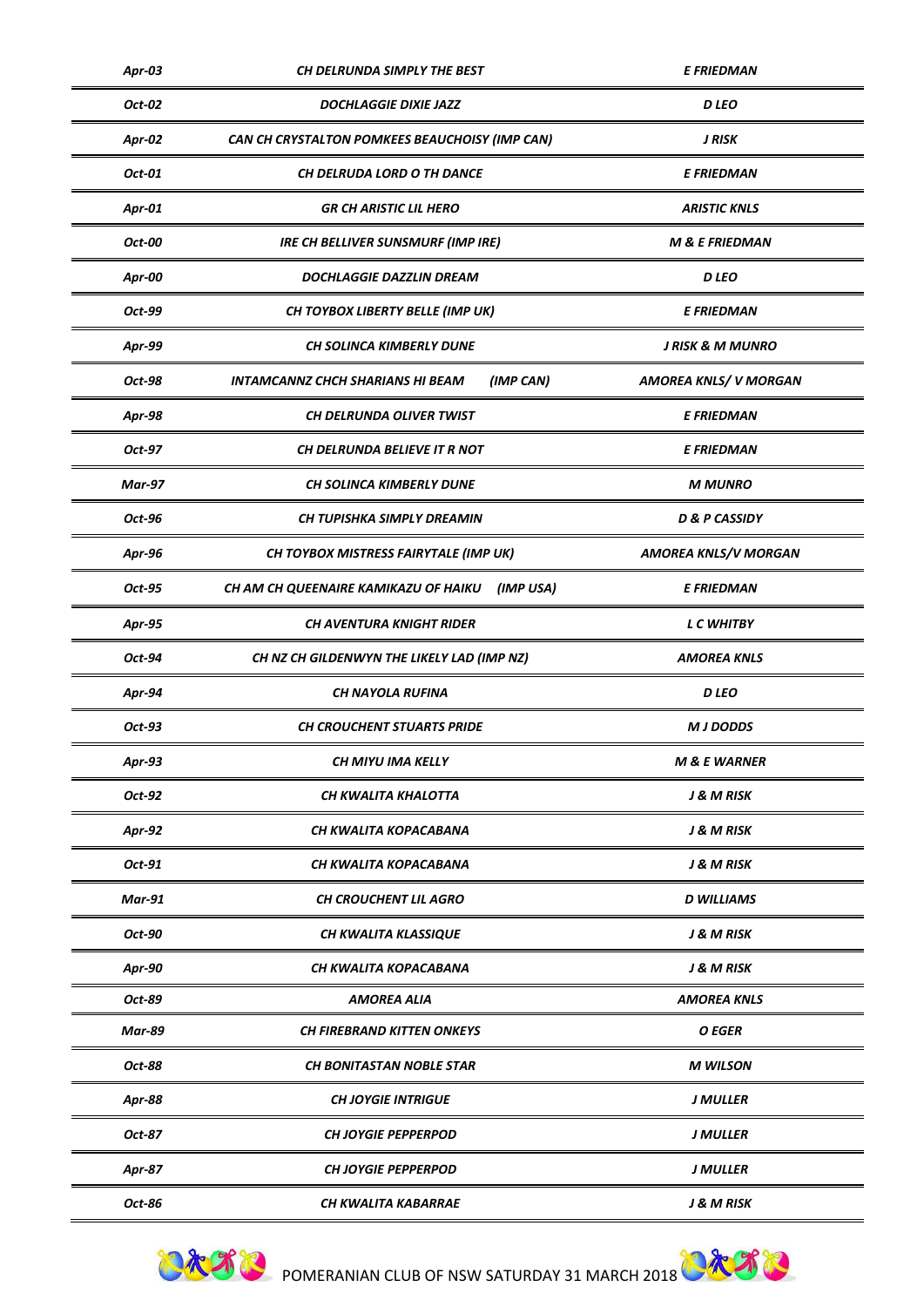| | | |
|---|---|---|
| *Apr-03* | *CH DELRUNDA SIMPLY THE BEST* | *E FRIEDMAN* |
| *Oct-02* | *DOCHLAGGIE DIXIE JAZZ* | *D LEO* |
| *Apr-02* | *CAN CH CRYSTALTON POMKEES BEAUCHOISY (IMP CAN)* | *J RISK* |
| *Oct-01* | *CH DELRUDA LORD O TH DANCE* | *E FRIEDMAN* |
| *Apr-01* | *GR CH ARISTIC LIL HERO* | *ARISTIC KNLS* |
| *Oct-00* | *IRE CH BELLIVER SUNSMURF (IMP IRE)* | *M & E FRIEDMAN* |
| *Apr-00* | *DOCHLAGGIE DAZZLIN DREAM* | *D LEO* |
| *Oct-99* | *CH TOYBOX LIBERTY BELLE (IMP UK)* | *E FRIEDMAN* |
| *Apr-99* | *CH SOLINCA KIMBERLY DUNE* | *J RISK & M MUNRO* |
| *Oct-98* | *INTAMCANNZ CHCH SHARIANS HI BEAM (IMP CAN)* | *AMOREA KNLS/ V MORGAN* |
| *Apr-98* | *CH DELRUNDA OLIVER TWIST* | *E FRIEDMAN* |
| *Oct-97* | *CH DELRUNDA BELIEVE IT R NOT* | *E FRIEDMAN* |
| *Mar-97* | *CH SOLINCA KIMBERLY DUNE* | *M MUNRO* |
| *Oct-96* | *CH TUPISHKA SIMPLY DREAMIN* | *D & P CASSIDY* |
| *Apr-96* | *CH TOYBOX MISTRESS FAIRYTALE (IMP UK)* | *AMOREA KNLS/V MORGAN* |
| *Oct-95* | *CH AM CH QUEENAIRE KAMIKAZU OF HAIKU (IMP USA)* | *E FRIEDMAN* |
| *Apr-95* | *CH AVENTURA KNIGHT RIDER* | *L C WHITBY* |
| *Oct-94* | *CH NZ CH GILDENWYN THE LIKELY LAD (IMP NZ)* | *AMOREA KNLS* |
| *Apr-94* | *CH NAYOLA RUFINA* | *D LEO* |
| *Oct-93* | *CH CROUCHENT STUARTS PRIDE* | *M J DODDS* |
| *Apr-93* | *CH MIYU IMA KELLY* | *M & E WARNER* |
| *Oct-92* | *CH KWALITA KHALOTTA* | *J & M RISK* |
| *Apr-92* | *CH KWALITA KOPACABANA* | *J & M RISK* |
| *Oct-91* | *CH KWALITA KOPACABANA* | *J & M RISK* |
| *Mar-91* | *CH CROUCHENT LIL AGRO* | *D WILLIAMS* |
| *Oct-90* | *CH KWALITA KLASSIQUE* | *J & M RISK* |
| *Apr-90* | *CH KWALITA KOPACABANA* | *J & M RISK* |
| *Oct-89* | *AMOREA ALIA* | *AMOREA KNLS* |
| *Mar-89* | *CH FIREBRAND KITTEN ONKEYS* | *O EGER* |
| *Oct-88* | *CH BONITASTAN NOBLE STAR* | *M WILSON* |
| *Apr-88* | *CH JOYGIE INTRIGUE* | *J MULLER* |
| *Oct-87* | *CH JOYGIE PEPPERPOD* | *J MULLER* |
| *Apr-87* | *CH JOYGIE PEPPERPOD* | *J MULLER* |
| *Oct-86* | *CH KWALITA KABARRAE* | *J & M RISK* |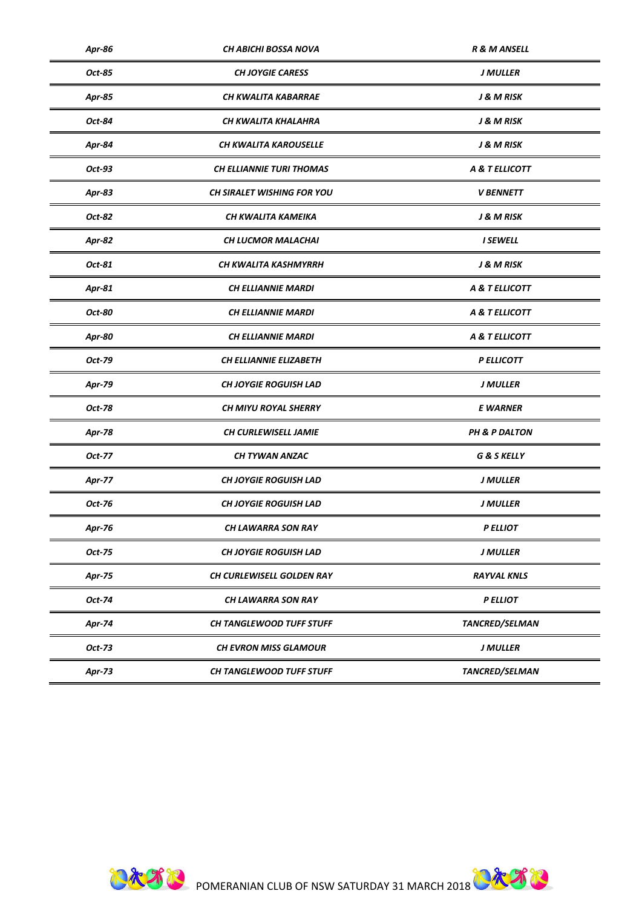| *Apr-86* | *CH ABICHI BOSSA NOVA* | *R & M ANSELL* |
|---|---|---|
| *Oct-85* | *CH JOYGIE CARESS* | *J MULLER* |
| *Apr-85* | *CH KWALITA KABARRAE* | *J & M RISK* |
| *Oct-84* | *CH KWALITA KHALAHRA* | *J & M RISK* |
| *Apr-84* | *CH KWALITA KAROUSELLE* | *J & M RISK* |
| *Oct-93* | *CH ELLIANNIE TURI THOMAS* | *A & T ELLICOTT* |
| *Apr-83* | *CH SIRALET WISHING FOR YOU* | *V BENNETT* |
| *Oct-82* | *CH KWALITA KAMEIKA* | *J & M RISK* |
| *Apr-82* | *CH LUCMOR MALACHAI* | *I SEWELL* |
| *Oct-81* | *CH KWALITA KASHMYRRH* | *J & M RISK* |
| *Apr-81* | *CH ELLIANNIE MARDI* | *A & T ELLICOTT* |
| *Oct-80* | *CH ELLIANNIE MARDI* | *A & T ELLICOTT* |
| *Apr-80* | *CH ELLIANNIE MARDI* | *A & T ELLICOTT* |
| *Oct-79* | *CH ELLIANNIE ELIZABETH* | *P ELLICOTT* |
| *Apr-79* | *CH JOYGIE ROGUISH LAD* | *J MULLER* |
| *Oct-78* | *CH MIYU ROYAL SHERRY* | *E WARNER* |
| *Apr-78* | *CH CURLEWISELL JAMIE* | *PH & P DALTON* |
| *Oct-77* | *CH TYWAN ANZAC* | *G & S KELLY* |
| *Apr-77* | *CH JOYGIE ROGUISH LAD* | *J MULLER* |
| *Oct-76* | *CH JOYGIE ROGUISH LAD* | *J MULLER* |
| *Apr-76* | *CH LAWARRA SON RAY* | *P ELLIOT* |
| *Oct-75* | *CH JOYGIE ROGUISH LAD* | *J MULLER* |
| *Apr-75* | *CH CURLEWISELL GOLDEN RAY* | *RAYVAL KNLS* |
| *Oct-74* | *CH LAWARRA SON RAY* | *P ELLIOT* |
| *Apr-74* | *CH TANGLEWOOD TUFF STUFF* | *TANCRED/SELMAN* |
| *Oct-73* | *CH EVRON MISS GLAMOUR* | *J MULLER* |
| *Apr-73* | *CH TANGLEWOOD TUFF STUFF* | *TANCRED/SELMAN* |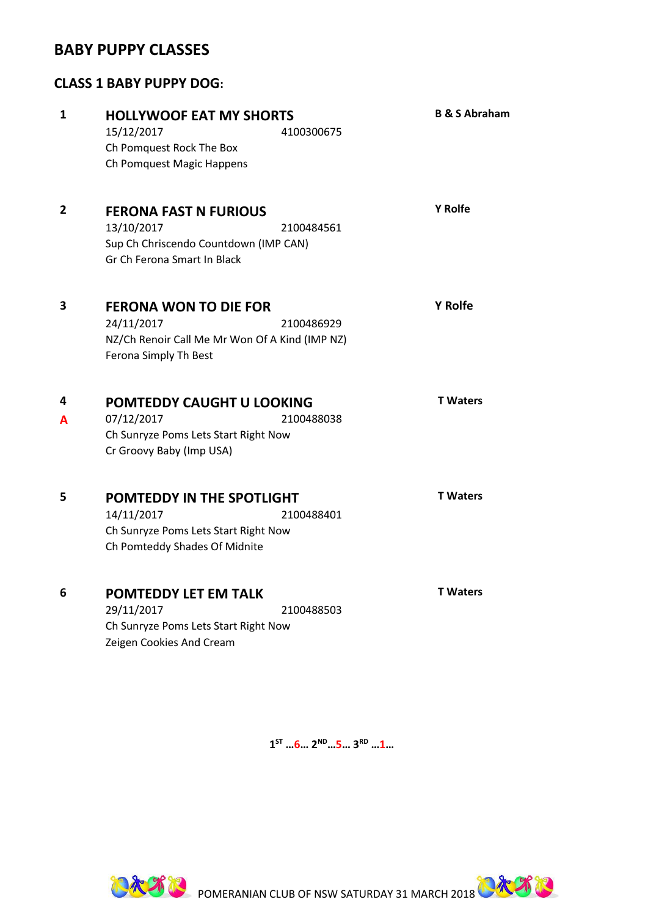## BABY PUPPY CLASSES

### CLASS 1 BABY PUPPY DOG:

**1** **HOLLYWOOF EAT MY SHORTS** — **B & S Abraham**
15/12/2017 4100300675
Ch Pomquest Rock The Box
Ch Pomquest Magic Happens

**2** **FERONA FAST N FURIOUS** — **Y Rolfe**
13/10/2017 2100484561
Sup Ch Chriscendo Countdown (IMP CAN)
Gr Ch Ferona Smart In Black

**3** **FERONA WON TO DIE FOR** — **Y Rolfe**
24/11/2017 2100486929
NZ/Ch Renoir Call Me Mr Won Of A Kind (IMP NZ)
Ferona Simply Th Best

**4** **POMTEDDY CAUGHT U LOOKING** — **T Waters**
**A**
07/12/2017 2100488038
Ch Sunryze Poms Lets Start Right Now
Cr Groovy Baby (Imp USA)

**5** **POMTEDDY IN THE SPOTLIGHT** — **T Waters**
14/11/2017 2100488401
Ch Sunryze Poms Lets Start Right Now
Ch Pomteddy Shades Of Midnite

**6** **POMTEDDY LET EM TALK** — **T Waters**
29/11/2017 2100488503
Ch Sunryze Poms Lets Start Right Now
Zeigen Cookies And Cream

**1ST …6… 2ND…5… 3RD …1…**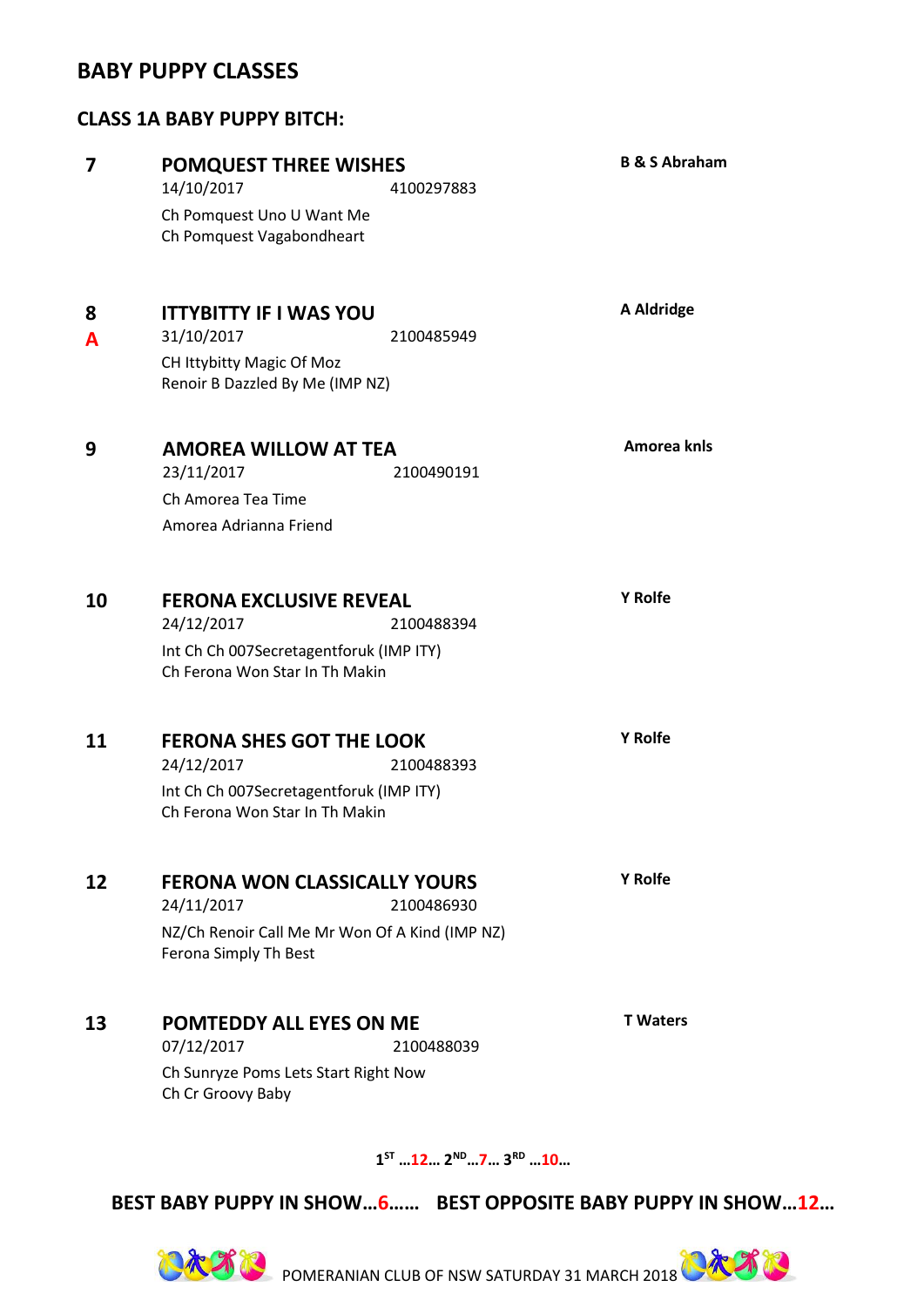## BABY PUPPY CLASSES

### CLASS 1A BABY PUPPY BITCH:

**7** **POMQUEST THREE WISHES** — **B & S Abraham**
14/10/2017 4100297883
Ch Pomquest Uno U Want Me
Ch Pomquest Vagabondheart

**8** **ITTYBITTY IF I WAS YOU** — **A Aldridge**
**A**
31/10/2017 2100485949
CH Ittybitty Magic Of Moz
Renoir B Dazzled By Me (IMP NZ)

**9** **AMOREA WILLOW AT TEA** — **Amorea knls**
23/11/2017 2100490191
Ch Amorea Tea Time
Amorea Adrianna Friend

**10** **FERONA EXCLUSIVE REVEAL** — **Y Rolfe**
24/12/2017 2100488394
Int Ch Ch 007Secretagentforuk (IMP ITY)
Ch Ferona Won Star In Th Makin

**11** **FERONA SHES GOT THE LOOK** — **Y Rolfe**
24/12/2017 2100488393
Int Ch Ch 007Secretagentforuk (IMP ITY)
Ch Ferona Won Star In Th Makin

**12** **FERONA WON CLASSICALLY YOURS** — **Y Rolfe**
24/11/2017 2100486930
NZ/Ch Renoir Call Me Mr Won Of A Kind (IMP NZ)
Ferona Simply Th Best

**13** **POMTEDDY ALL EYES ON ME** — **T Waters**
07/12/2017 2100488039
Ch Sunryze Poms Lets Start Right Now
Ch Cr Groovy Baby

1ST …12… 2ND…7… 3RD …10…

**BEST BABY PUPPY IN SHOW…6…… BEST OPPOSITE BABY PUPPY IN SHOW…12…**

POMERANIAN CLUB OF NSW SATURDAY 31 MARCH 2018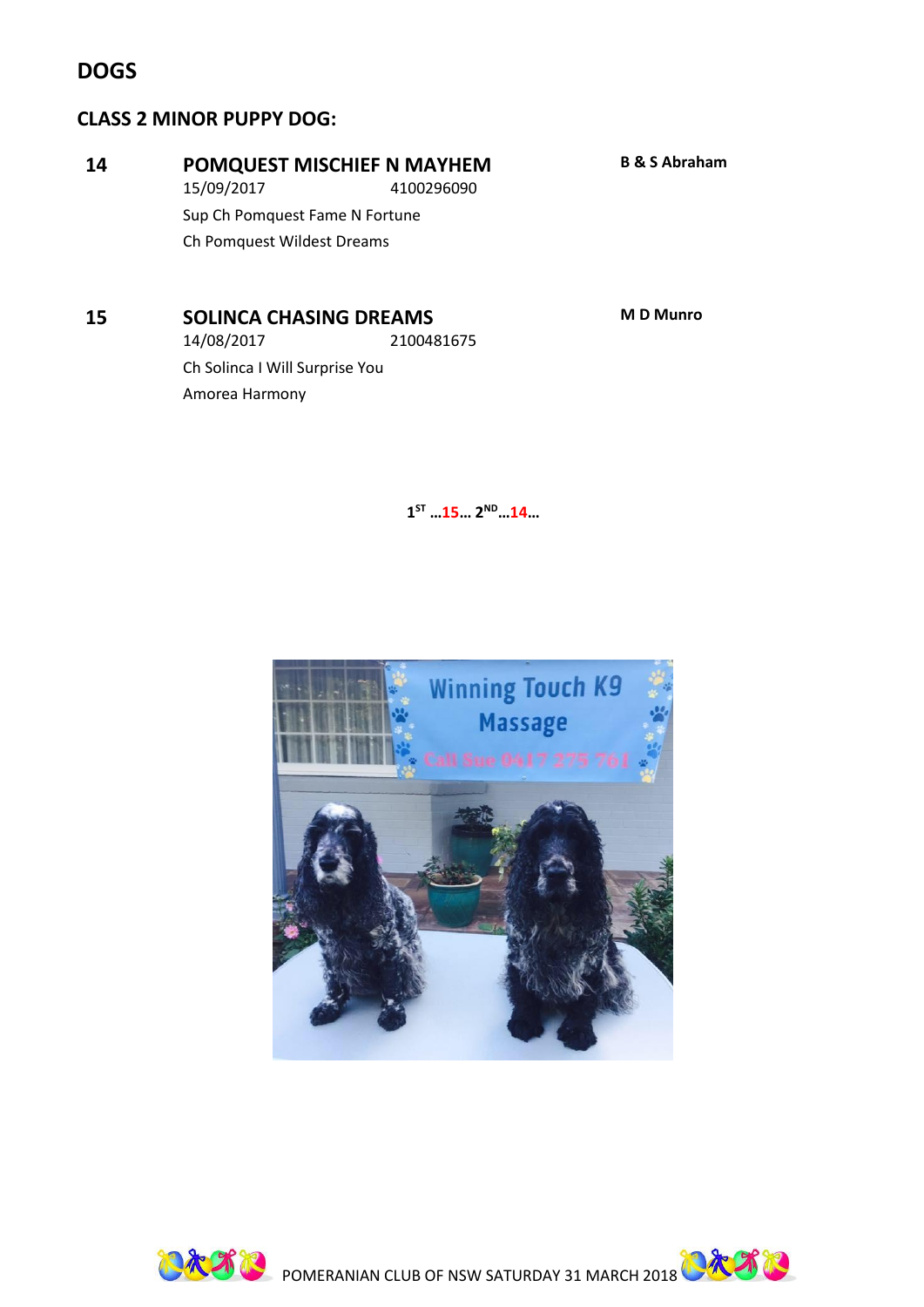## DOGS

### CLASS 2 MINOR PUPPY DOG:

**14** **POMQUEST MISCHIEF N MAYHEM** **B & S Abraham**
15/09/2017 4100296090
Sup Ch Pomquest Fame N Fortune
Ch Pomquest Wildest Dreams

**15** **SOLINCA CHASING DREAMS** **M D Munro**
14/08/2017 2100481675
Ch Solinca I Will Surprise You
Amorea Harmony

**1ST …15… 2ND…14…**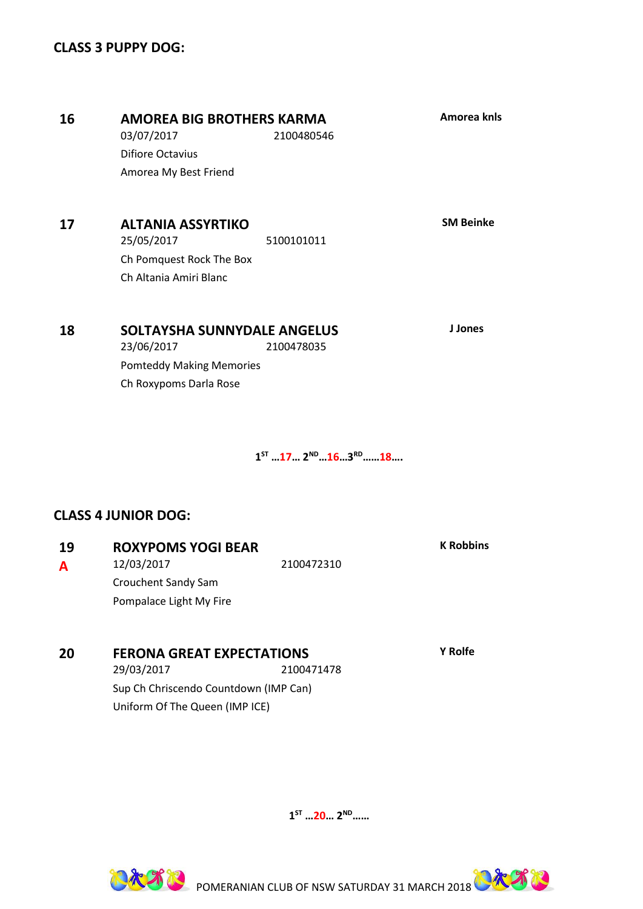## CLASS 3 PUPPY DOG:

**16** **AMOREA BIG BROTHERS KARMA** **Amorea knls**
03/07/2017 2100480546
Difiore Octavius
Amorea My Best Friend

**17** **ALTANIA ASSYRTIKO** **SM Beinke**
25/05/2017 5100101011
Ch Pomquest Rock The Box
Ch Altania Amiri Blanc

**18** **SOLTAYSHA SUNNYDALE ANGELUS** **J Jones**
23/06/2017 2100478035
Pomteddy Making Memories
Ch Roxypoms Darla Rose

**1ST …17… 2ND…16…3RD……18….**

## CLASS 4 JUNIOR DOG:

**19** **ROXYPOMS YOGI BEAR** **K Robbins**
**A**
12/03/2017 2100472310
Crouchent Sandy Sam
Pompalace Light My Fire

**20** **FERONA GREAT EXPECTATIONS** **Y Rolfe**
29/03/2017 2100471478
Sup Ch Chriscendo Countdown (IMP Can)
Uniform Of The Queen (IMP ICE)

**1ST …20… 2ND……**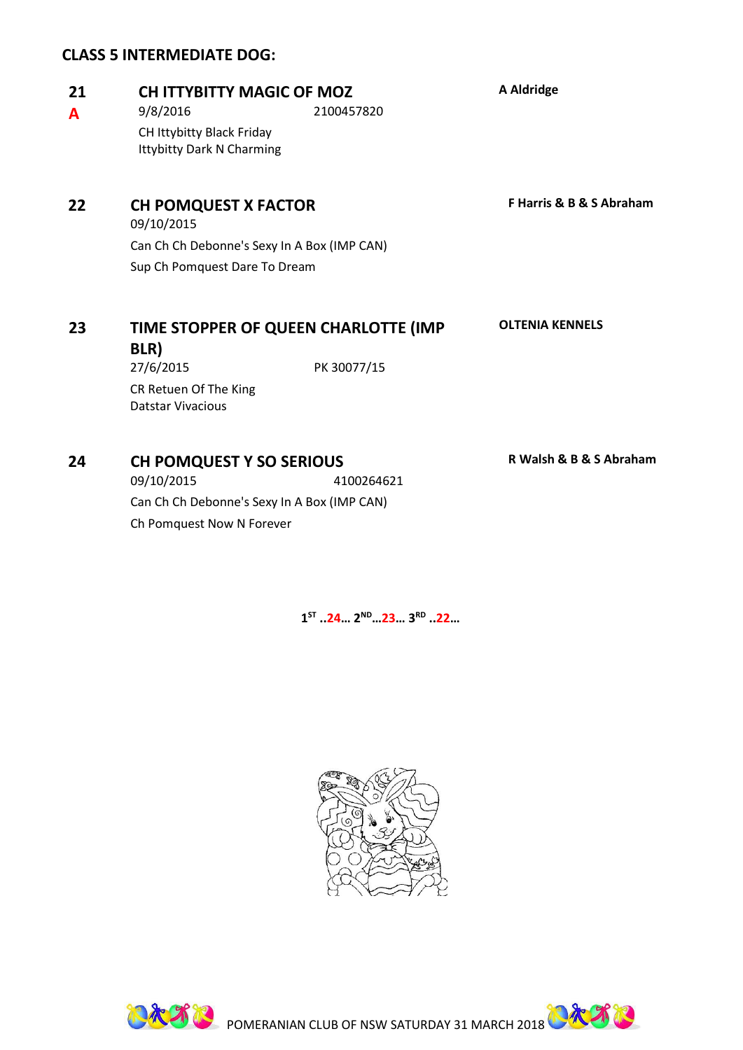## CLASS 5 INTERMEDIATE DOG:

**21** **CH ITTYBITTY MAGIC OF MOZ** **A Aldridge**
**A**
9/8/2016 2100457820
CH Ittybitty Black Friday
Ittybitty Dark N Charming

**22** **CH POMQUEST X FACTOR** **F Harris & B & S Abraham**
09/10/2015
Can Ch Ch Debonne's Sexy In A Box (IMP CAN)
Sup Ch Pomquest Dare To Dream

**23** **TIME STOPPER OF QUEEN CHARLOTTE (IMP BLR)** **OLTENIA KENNELS**
27/6/2015 PK 30077/15
CR Retuen Of The King
Datstar Vivacious

**24** **CH POMQUEST Y SO SERIOUS** **R Walsh & B & S Abraham**
09/10/2015 4100264621
Can Ch Ch Debonne's Sexy In A Box (IMP CAN)
Ch Pomquest Now N Forever

**1ST ..24… 2ND…23… 3RD ..22…**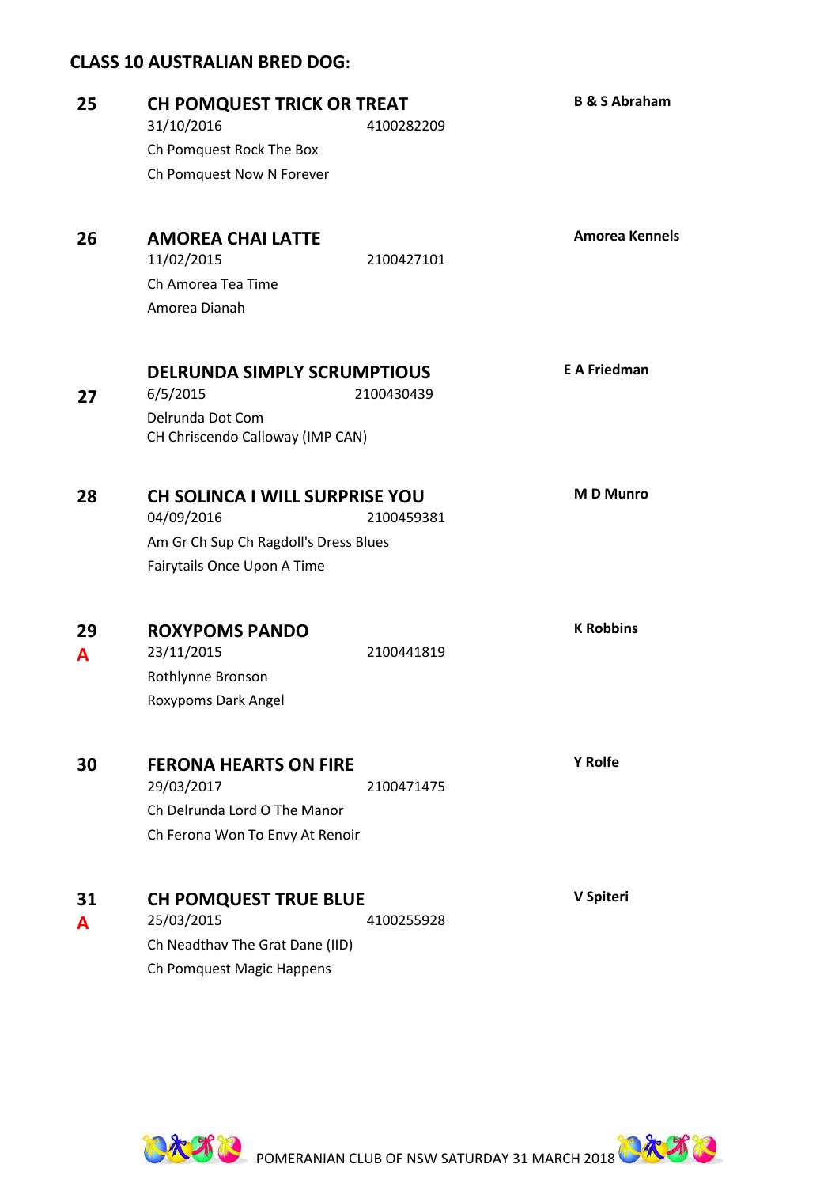### CLASS 10 AUSTRALIAN BRED DOG:

**25** **CH POMQUEST TRICK OR TREAT** — **B & S Abraham**
31/10/2016 4100282209
Ch Pomquest Rock The Box
Ch Pomquest Now N Forever

**26** **AMOREA CHAI LATTE** — **Amorea Kennels**
11/02/2015 2100427101
Ch Amorea Tea Time
Amorea Dianah

**27** **DELRUNDA SIMPLY SCRUMPTIOUS** — **E A Friedman**
6/5/2015 2100430439
Delrunda Dot Com
CH Chriscendo Calloway (IMP CAN)

**28** **CH SOLINCA I WILL SURPRISE YOU** — **M D Munro**
04/09/2016 2100459381
Am Gr Ch Sup Ch Ragdoll's Dress Blues
Fairytails Once Upon A Time

**29** **A** **ROXYPOMS PANDO** — **K Robbins**
23/11/2015 2100441819
Rothlynne Bronson
Roxypoms Dark Angel

**30** **FERONA HEARTS ON FIRE** — **Y Rolfe**
29/03/2017 2100471475
Ch Delrunda Lord O The Manor
Ch Ferona Won To Envy At Renoir

**31** **A** **CH POMQUEST TRUE BLUE** — **V Spiteri**
25/03/2015 4100255928
Ch Neadthav The Grat Dane (IID)
Ch Pomquest Magic Happens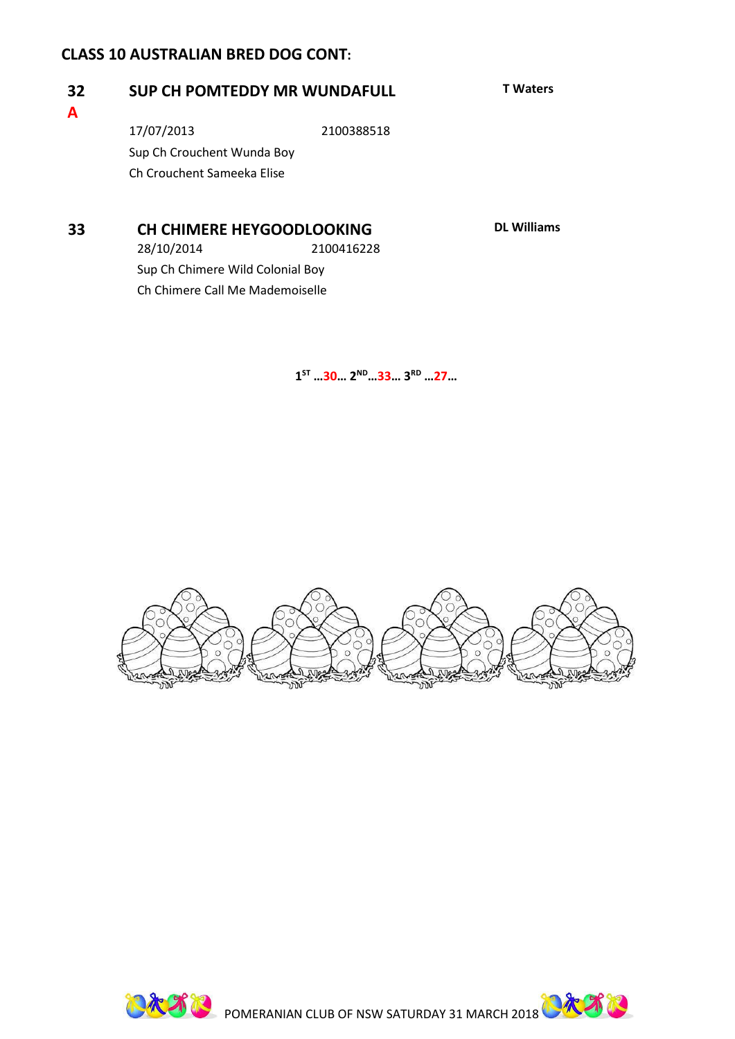## CLASS 10 AUSTRALIAN BRED DOG CONT:

**32** **SUP CH POMTEDDY MR WUNDAFULL** **T Waters**

**A**

17/07/2013 2100388518

Sup Ch Crouchent Wunda Boy

Ch Crouchent Sameeka Elise

**33** **CH CHIMERE HEYGOODLOOKING** **DL Williams**

28/10/2014 2100416228

Sup Ch Chimere Wild Colonial Boy

Ch Chimere Call Me Mademoiselle

**1ST …30… 2ND…33… 3RD …27…**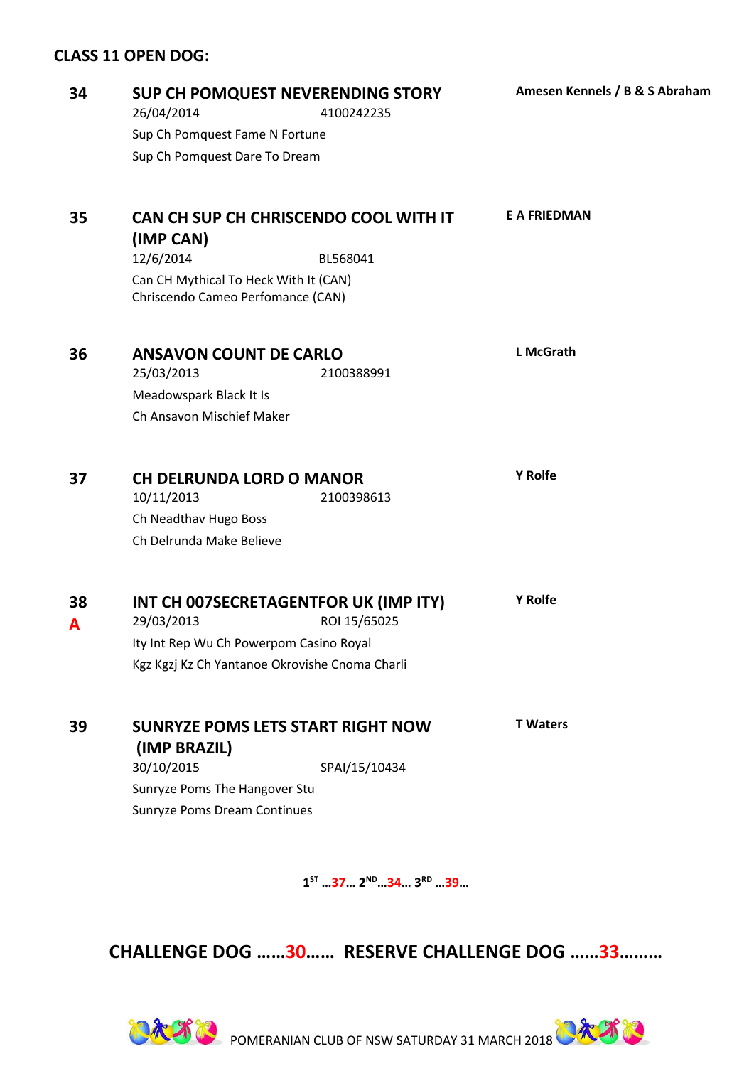## CLASS 11 OPEN DOG:

**34** **SUP CH POMQUEST NEVERENDING STORY** — **Amesen Kennels / B & S Abraham**
26/04/2014 4100242235
Sup Ch Pomquest Fame N Fortune
Sup Ch Pomquest Dare To Dream

**35** **CAN CH SUP CH CHRISCENDO COOL WITH IT (IMP CAN)** — **E A FRIEDMAN**
12/6/2014 BL568041
Can CH Mythical To Heck With It (CAN)
Chriscendo Cameo Perfomance (CAN)

**36** **ANSAVON COUNT DE CARLO** — **L McGrath**
25/03/2013 2100388991
Meadowspark Black It Is
Ch Ansavon Mischief Maker

**37** **CH DELRUNDA LORD O MANOR** — **Y Rolfe**
10/11/2013 2100398613
Ch Neadthav Hugo Boss
Ch Delrunda Make Believe

**38** **A** **INT CH 007SECRETAGENTFOR UK (IMP ITY)** — **Y Rolfe**
29/03/2013 ROI 15/65025
Ity Int Rep Wu Ch Powerpom Casino Royal
Kgz Kgzj Kz Ch Yantanoe Okrovishe Cnoma Charli

**39** **SUNRYZE POMS LETS START RIGHT NOW (IMP BRAZIL)** — **T Waters**
30/10/2015 SPAI/15/10434
Sunryze Poms The Hangover Stu
Sunryze Poms Dream Continues

1ST …37… 2ND…34… 3RD …39…

**CHALLENGE DOG ……30…… RESERVE CHALLENGE DOG ……33………**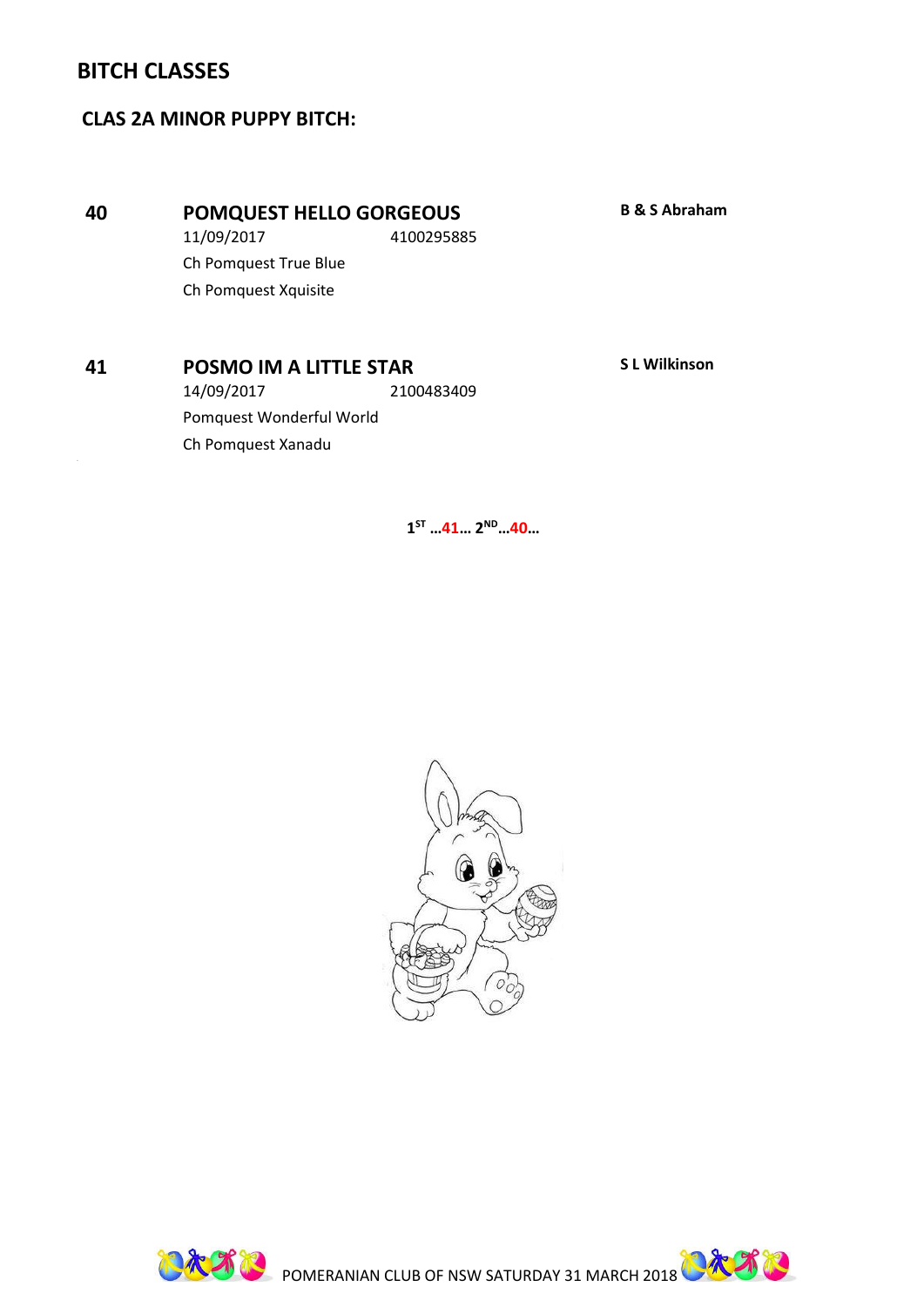## BITCH CLASSES

### CLAS 2A MINOR PUPPY BITCH:

**40** **POMQUEST HELLO GORGEOUS** **B & S Abraham**
11/09/2017 4100295885
Ch Pomquest True Blue
Ch Pomquest Xquisite

**41** **POSMO IM A LITTLE STAR** **S L Wilkinson**
14/09/2017 2100483409
Pomquest Wonderful World
Ch Pomquest Xanadu

**1ST …41… 2ND…40…**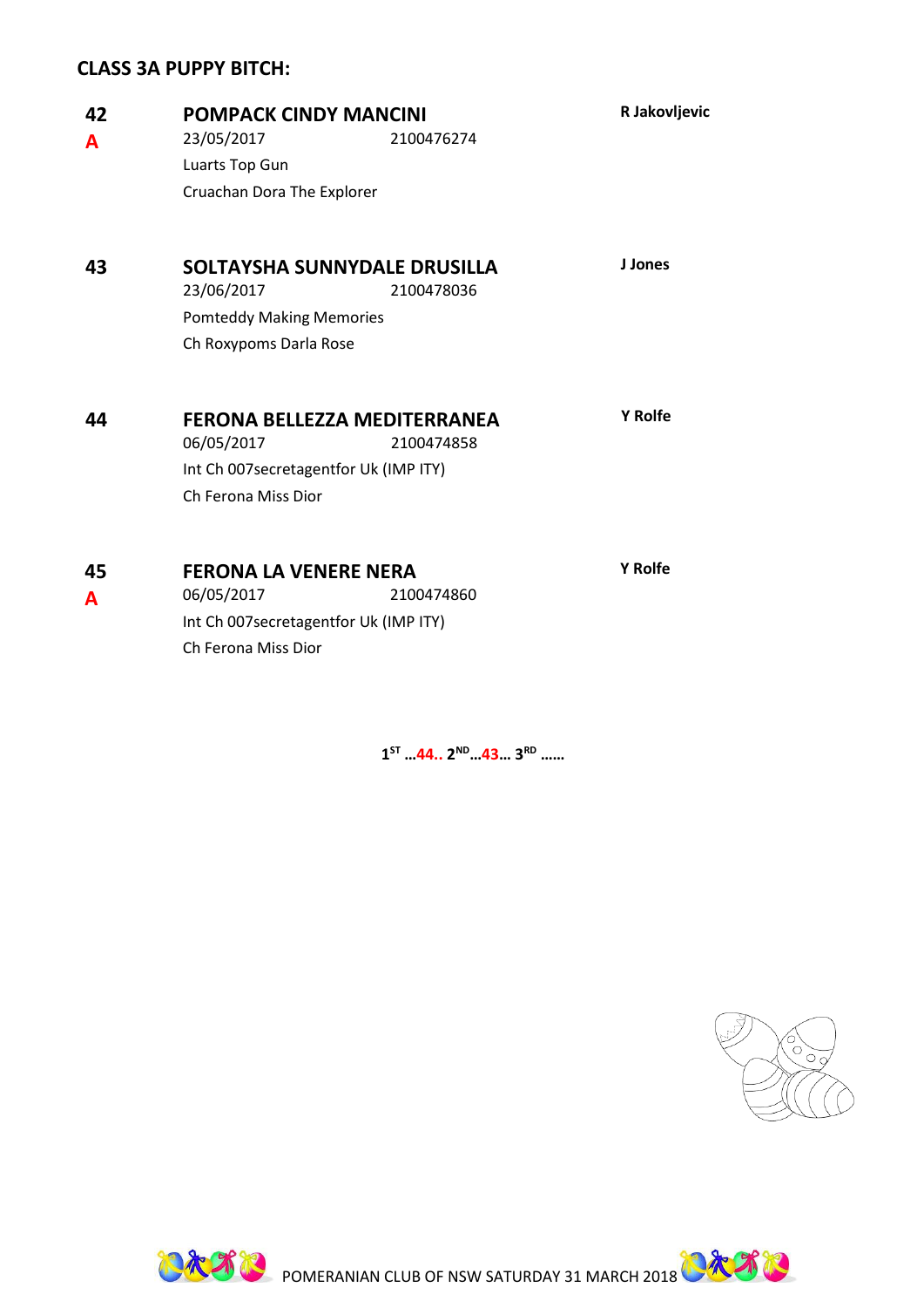## CLASS 3A PUPPY BITCH:

**42** **POMPACK CINDY MANCINI** **R Jakovljevic**
**A**
23/05/2017 2100476274
Luarts Top Gun
Cruachan Dora The Explorer

**43** **SOLTAYSHA SUNNYDALE DRUSILLA** **J Jones**
23/06/2017 2100478036
Pomteddy Making Memories
Ch Roxypoms Darla Rose

**44** **FERONA BELLEZZA MEDITERRANEA** **Y Rolfe**
06/05/2017 2100474858
Int Ch 007secretagentfor Uk (IMP ITY)
Ch Ferona Miss Dior

**45** **FERONA LA VENERE NERA** **Y Rolfe**
**A**
06/05/2017 2100474860
Int Ch 007secretagentfor Uk (IMP ITY)
Ch Ferona Miss Dior

**1ST …44.. 2ND…43… 3RD ……**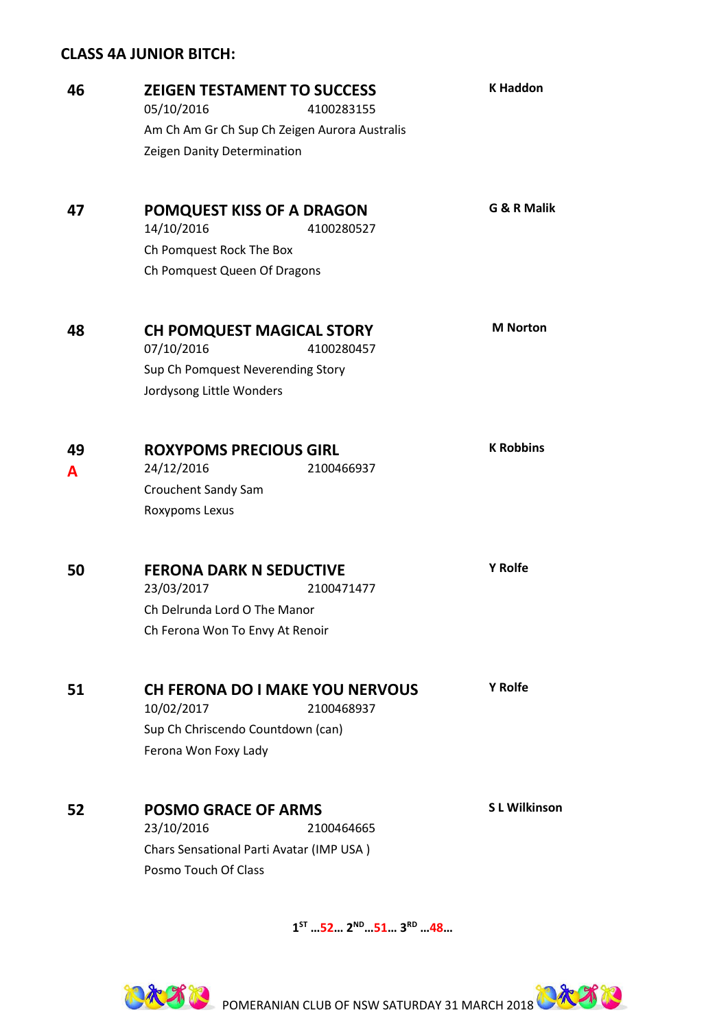## CLASS 4A JUNIOR BITCH:

**46** **ZEIGEN TESTAMENT TO SUCCESS** **K Haddon**
05/10/2016 4100283155
Am Ch Am Gr Ch Sup Ch Zeigen Aurora Australis
Zeigen Danity Determination

**47** **POMQUEST KISS OF A DRAGON** **G & R Malik**
14/10/2016 4100280527
Ch Pomquest Rock The Box
Ch Pomquest Queen Of Dragons

**48** **CH POMQUEST MAGICAL STORY** **M Norton**
07/10/2016 4100280457
Sup Ch Pomquest Neverending Story
Jordysong Little Wonders

**49**
**A** **ROXYPOMS PRECIOUS GIRL** **K Robbins**
24/12/2016 2100466937
Crouchent Sandy Sam
Roxypoms Lexus

**50** **FERONA DARK N SEDUCTIVE** **Y Rolfe**
23/03/2017 2100471477
Ch Delrunda Lord O The Manor
Ch Ferona Won To Envy At Renoir

**51** **CH FERONA DO I MAKE YOU NERVOUS** **Y Rolfe**
10/02/2017 2100468937
Sup Ch Chriscendo Countdown (can)
Ferona Won Foxy Lady

**52** **POSMO GRACE OF ARMS** **S L Wilkinson**
23/10/2016 2100464665
Chars Sensational Parti Avatar (IMP USA )
Posmo Touch Of Class

**1ST …52… 2ND…51… 3RD …48…**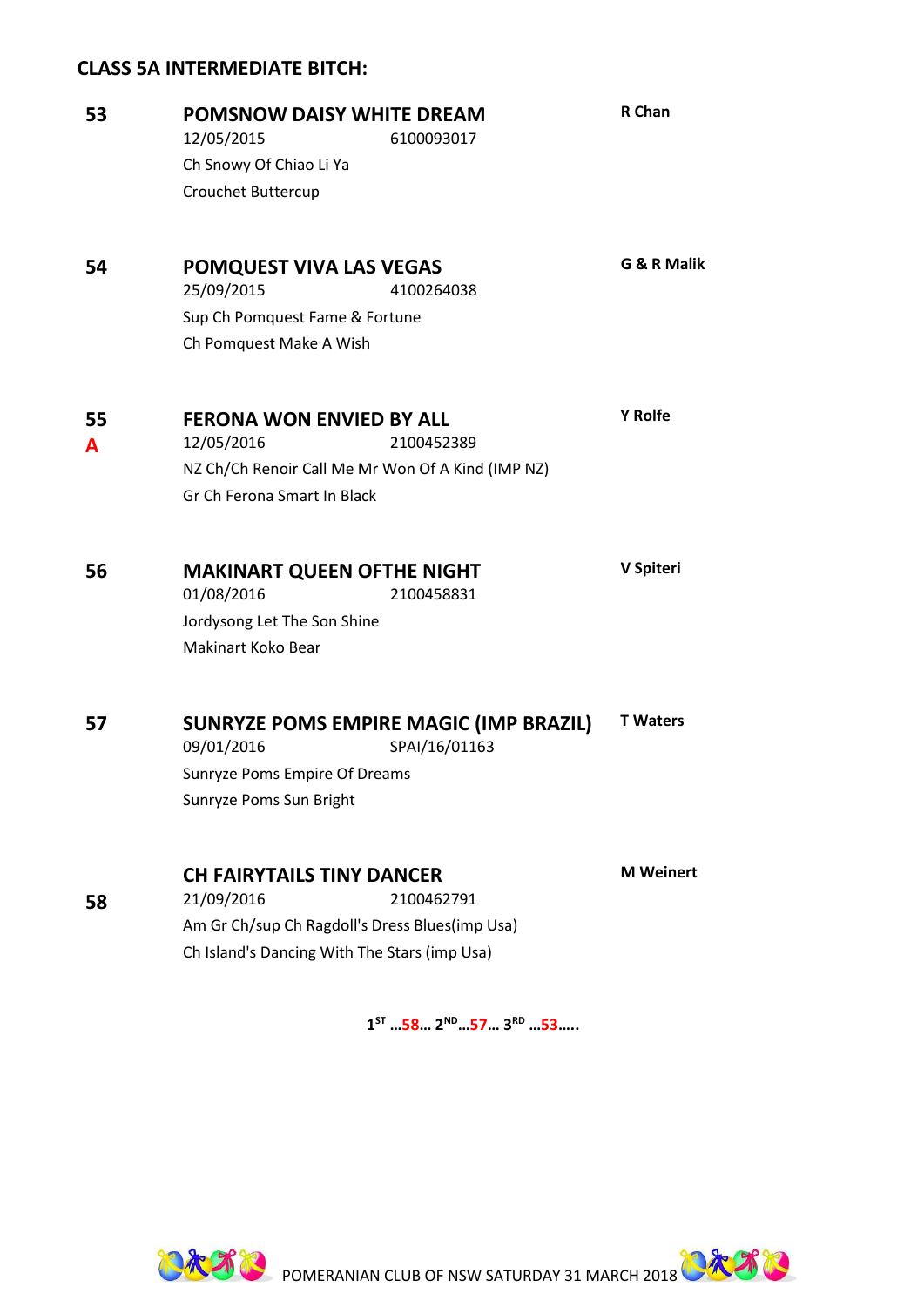## CLASS 5A INTERMEDIATE BITCH:

**53** **POMSNOW DAISY WHITE DREAM** **R Chan**
12/05/2015 6100093017
Ch Snowy Of Chiao Li Ya
Crouchet Buttercup

**54** **POMQUEST VIVA LAS VEGAS** **G & R Malik**
25/09/2015 4100264038
Sup Ch Pomquest Fame & Fortune
Ch Pomquest Make A Wish

**55** **FERONA WON ENVIED BY ALL** **Y Rolfe**
**A**
12/05/2016 2100452389
NZ Ch/Ch Renoir Call Me Mr Won Of A Kind (IMP NZ)
Gr Ch Ferona Smart In Black

**56** **MAKINART QUEEN OFTHE NIGHT** **V Spiteri**
01/08/2016 2100458831
Jordysong Let The Son Shine
Makinart Koko Bear

**57** **SUNRYZE POMS EMPIRE MAGIC (IMP BRAZIL)** **T Waters**
09/01/2016 SPAI/16/01163
Sunryze Poms Empire Of Dreams
Sunryze Poms Sun Bright

**58** **CH FAIRYTAILS TINY DANCER** **M Weinert**
21/09/2016 2100462791
Am Gr Ch/sup Ch Ragdoll's Dress Blues(imp Usa)
Ch Island's Dancing With The Stars (imp Usa)

**1ST …58… 2ND…57… 3RD …53…..**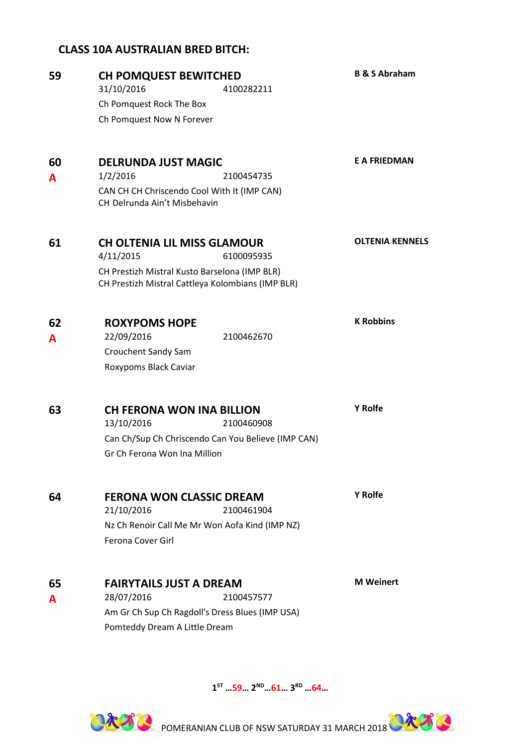## CLASS 10A AUSTRALIAN BRED BITCH:

**59** **CH POMQUEST BEWITCHED** **B & S Abraham**
31/10/2016 4100282211
Ch Pomquest Rock The Box
Ch Pomquest Now N Forever

**60** **DELRUNDA JUST MAGIC** **E A FRIEDMAN**
**A**
1/2/2016 2100454735
CAN CH CH Chriscendo Cool With It (IMP CAN)
CH Delrunda Ain't Misbehavin

**61** **CH OLTENIA LIL MISS GLAMOUR** **OLTENIA KENNELS**
4/11/2015 6100095935
CH Prestizh Mistral Kusto Barselona (IMP BLR)
CH Prestizh Mistral Cattleya Kolombians (IMP BLR)

**62** **ROXYPOMS HOPE** **K Robbins**
**A**
22/09/2016 2100462670
Crouchent Sandy Sam
Roxypoms Black Caviar

**63** **CH FERONA WON INA BILLION** **Y Rolfe**
13/10/2016 2100460908
Can Ch/Sup Ch Chriscendo Can You Believe (IMP CAN)
Gr Ch Ferona Won Ina Million

**64** **FERONA WON CLASSIC DREAM** **Y Rolfe**
21/10/2016 2100461904
Nz Ch Renoir Call Me Mr Won Aofa Kind (IMP NZ)
Ferona Cover Girl

**65** **FAIRYTAILS JUST A DREAM** **M Weinert**
**A**
28/07/2016 2100457577
Am Gr Ch Sup Ch Ragdoll's Dress Blues (IMP USA)
Pomteddy Dream A Little Dream

**1ST …59… 2ND…61… 3RD …64…**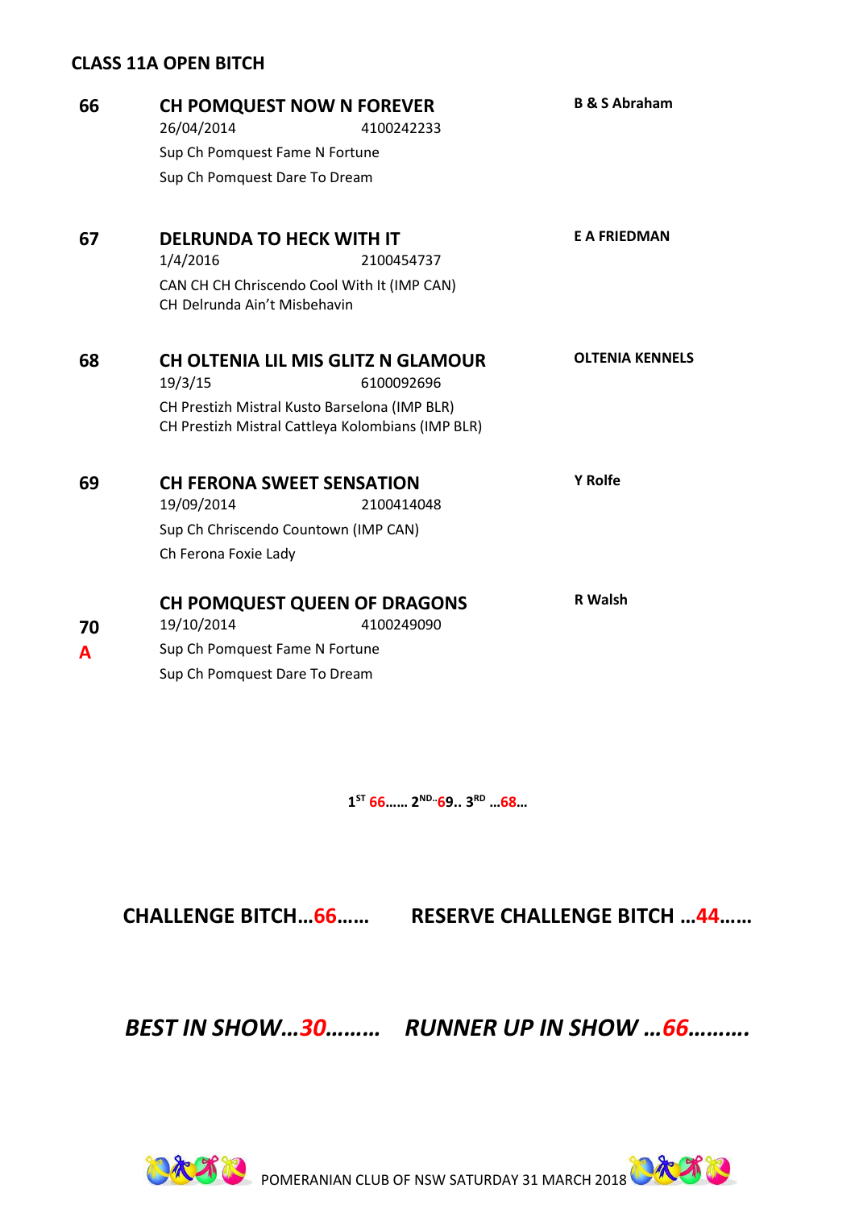## CLASS 11A OPEN BITCH

**66** **CH POMQUEST NOW N FOREVER** — **B & S Abraham**
26/04/2014 4100242233
Sup Ch Pomquest Fame N Fortune
Sup Ch Pomquest Dare To Dream

**67** **DELRUNDA TO HECK WITH IT** — **E A FRIEDMAN**
1/4/2016 2100454737
CAN CH CH Chriscendo Cool With It (IMP CAN)
CH Delrunda Ain't Misbehavin

**68** **CH OLTENIA LIL MIS GLITZ N GLAMOUR** — **OLTENIA KENNELS**
19/3/15 6100092696
CH Prestizh Mistral Kusto Barselona (IMP BLR)
CH Prestizh Mistral Cattleya Kolombians (IMP BLR)

**69** **CH FERONA SWEET SENSATION** — **Y Rolfe**
19/09/2014 2100414048
Sup Ch Chriscendo Countown (IMP CAN)
Ch Ferona Foxie Lady

**70** **A** **CH POMQUEST QUEEN OF DRAGONS** — **R Walsh**
19/10/2014 4100249090
Sup Ch Pomquest Fame N Fortune
Sup Ch Pomquest Dare To Dream

**1ST 66…… 2ND..69.. 3RD …68…**

**CHALLENGE BITCH…66……** **RESERVE CHALLENGE BITCH …44……**

***BEST IN SHOW…30………*** ***RUNNER UP IN SHOW …66……….***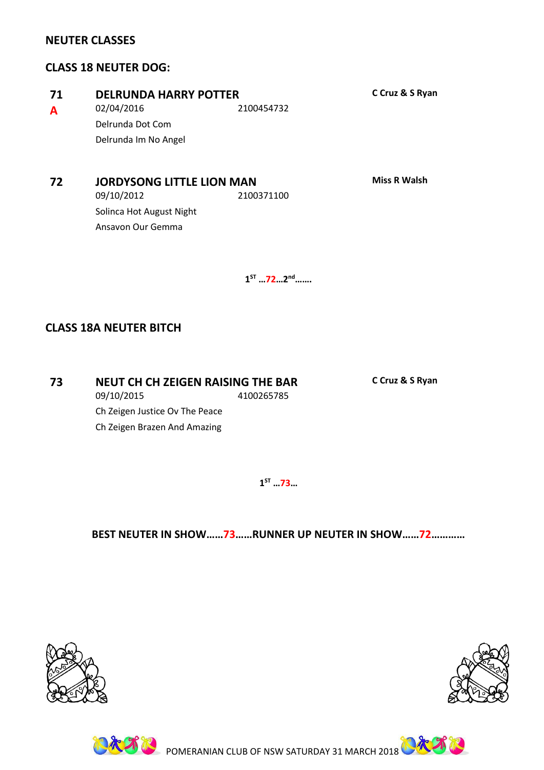## NEUTER CLASSES

### CLASS 18 NEUTER DOG:

**71** **DELRUNDA HARRY POTTER** **C Cruz & S Ryan**
**A**
02/04/2016 2100454732
Delrunda Dot Com
Delrunda Im No Angel

**72** **JORDYSONG LITTLE LION MAN** **Miss R Walsh**
09/10/2012 2100371100
Solinca Hot August Night
Ansavon Our Gemma

**1ST …72…2nd…….**

### CLASS 18A NEUTER BITCH

**73** **NEUT CH CH ZEIGEN RAISING THE BAR** **C Cruz & S Ryan**
09/10/2015 4100265785
Ch Zeigen Justice Ov The Peace
Ch Zeigen Brazen And Amazing

**1ST …73…**

**BEST NEUTER IN SHOW……73……RUNNER UP NEUTER IN SHOW……72…………**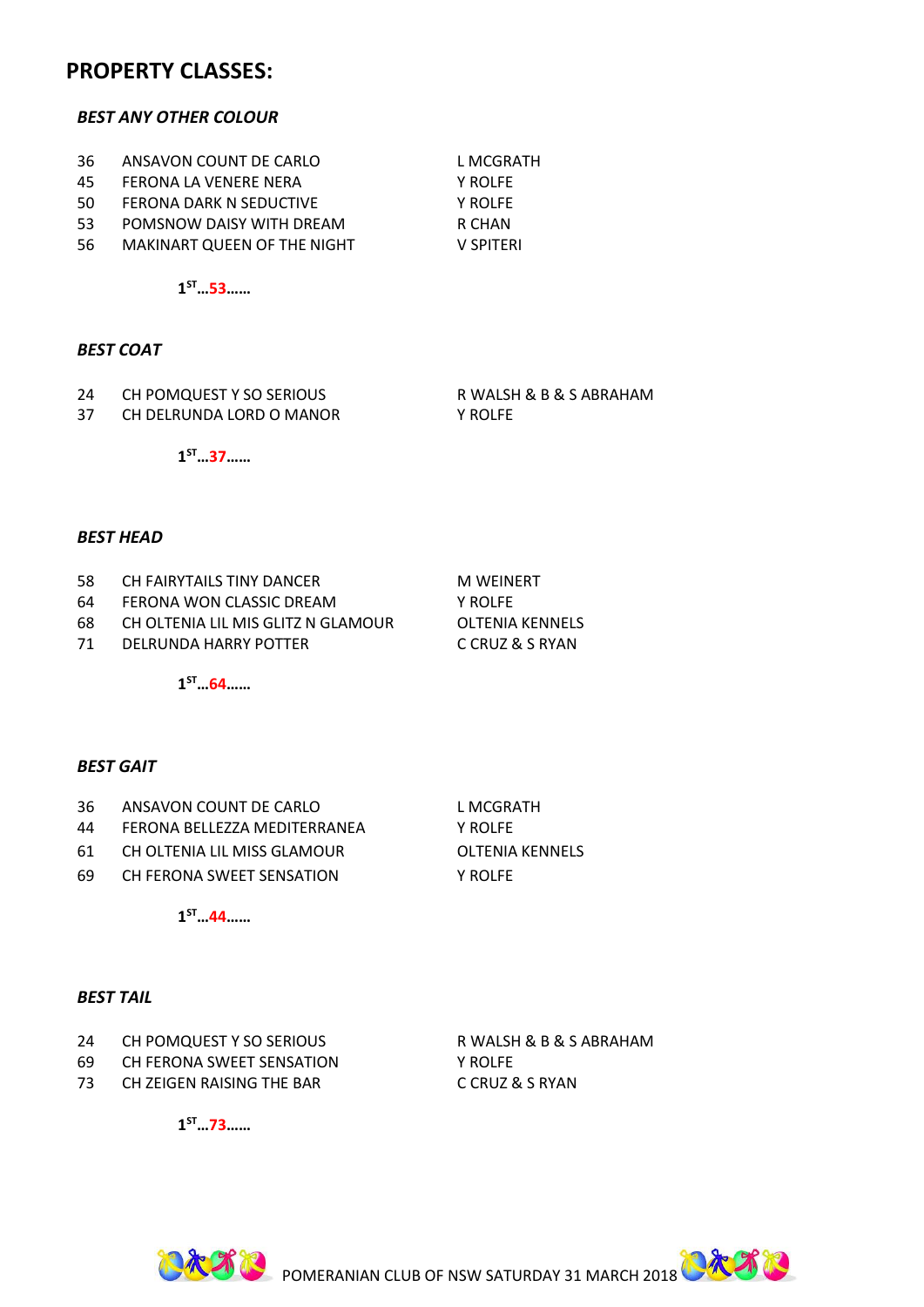## PROPERTY CLASSES:

### *BEST ANY OTHER COLOUR*

| | | |
|---|---|---|
| 36 | ANSAVON COUNT DE CARLO | L MCGRATH |
| 45 | FERONA LA VENERE NERA | Y ROLFE |
| 50 | FERONA DARK N SEDUCTIVE | Y ROLFE |
| 53 | POMSNOW DAISY WITH DREAM | R CHAN |
| 56 | MAKINART QUEEN OF THE NIGHT | V SPITERI |

**1ST…53……**

### *BEST COAT*

| | | |
|---|---|---|
| 24 | CH POMQUEST Y SO SERIOUS | R WALSH & B & S ABRAHAM |
| 37 | CH DELRUNDA LORD O MANOR | Y ROLFE |

**1ST…37……**

### *BEST HEAD*

| | | |
|---|---|---|
| 58 | CH FAIRYTAILS TINY DANCER | M WEINERT |
| 64 | FERONA WON CLASSIC DREAM | Y ROLFE |
| 68 | CH OLTENIA LIL MIS GLITZ N GLAMOUR | OLTENIA KENNELS |
| 71 | DELRUNDA HARRY POTTER | C CRUZ & S RYAN |

**1ST…64……**

### *BEST GAIT*

| | | |
|---|---|---|
| 36 | ANSAVON COUNT DE CARLO | L MCGRATH |
| 44 | FERONA BELLEZZA MEDITERRANEA | Y ROLFE |
| 61 | CH OLTENIA LIL MISS GLAMOUR | OLTENIA KENNELS |
| 69 | CH FERONA SWEET SENSATION | Y ROLFE |

**1ST…44……**

### *BEST TAIL*

| | | |
|---|---|---|
| 24 | CH POMQUEST Y SO SERIOUS | R WALSH & B & S ABRAHAM |
| 69 | CH FERONA SWEET SENSATION | Y ROLFE |
| 73 | CH ZEIGEN RAISING THE BAR | C CRUZ & S RYAN |

**1ST…73……**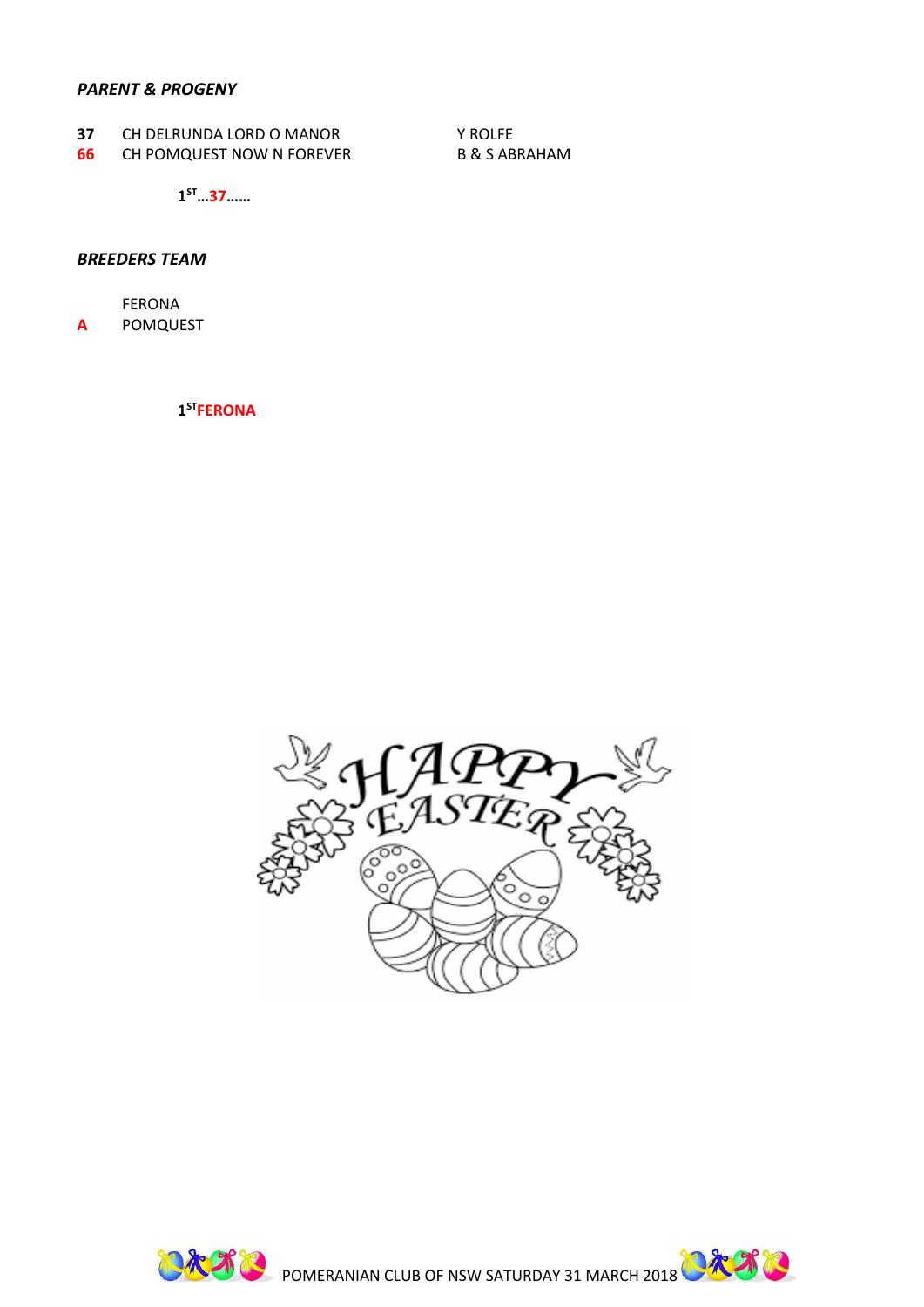***PARENT & PROGENY***

**37** CH DELRUNDA LORD O MANOR — Y ROLFE
**66** CH POMQUEST NOW N FOREVER — B & S ABRAHAM

**1ST…37……**

***BREEDERS TEAM***

FERONA
**A** POMQUEST

**1STFERONA**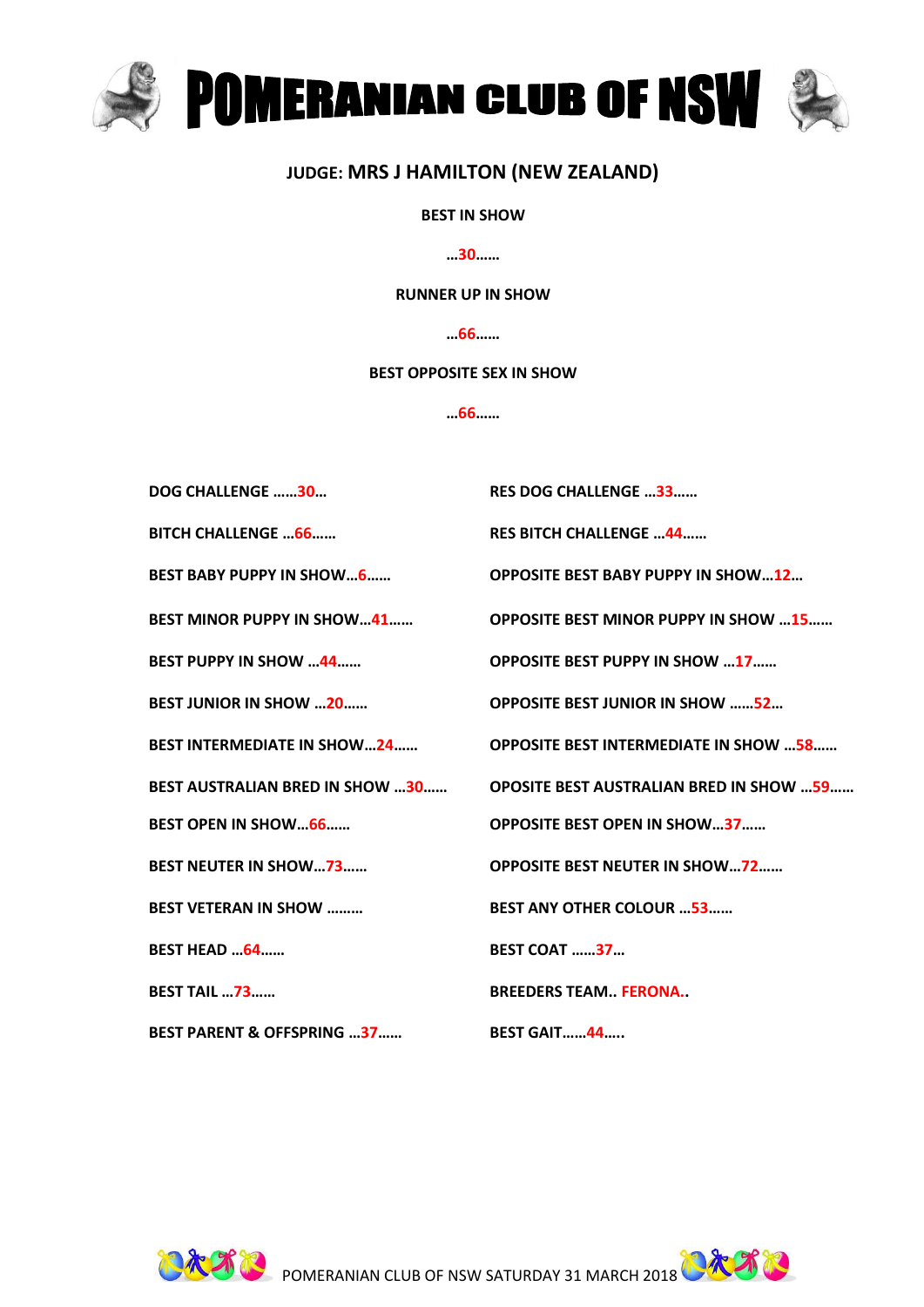# POMERANIAN CLUB OF NSW

## JUDGE: MRS J HAMILTON (NEW ZEALAND)

**BEST IN SHOW**

**…30……**

**RUNNER UP IN SHOW**

**…66……**

**BEST OPPOSITE SEX IN SHOW**

**…66……**

**DOG CHALLENGE ……30…**

**RES DOG CHALLENGE …33……**

**BITCH CHALLENGE …66……**

**RES BITCH CHALLENGE …44……**

**BEST BABY PUPPY IN SHOW…6……**

**OPPOSITE BEST BABY PUPPY IN SHOW…12…**

**BEST MINOR PUPPY IN SHOW…41……**

**OPPOSITE BEST MINOR PUPPY IN SHOW …15……**

**BEST PUPPY IN SHOW …44……**

**OPPOSITE BEST PUPPY IN SHOW …17……**

**BEST JUNIOR IN SHOW …20……**

**OPPOSITE BEST JUNIOR IN SHOW ……52…**

**BEST INTERMEDIATE IN SHOW…24……**

**OPPOSITE BEST INTERMEDIATE IN SHOW …58……**

**BEST AUSTRALIAN BRED IN SHOW …30……**

**OPOSITE BEST AUSTRALIAN BRED IN SHOW …59……**

**BEST OPEN IN SHOW…66……**

**OPPOSITE BEST OPEN IN SHOW…37……**

**BEST NEUTER IN SHOW…73……**

**OPPOSITE BEST NEUTER IN SHOW…72……**

**BEST VETERAN IN SHOW ………**

**BEST ANY OTHER COLOUR …53……**

**BEST HEAD …64……**

**BEST COAT ……37…**

**BEST TAIL …73……**

**BREEDERS TEAM.. FERONA..**

**BEST PARENT & OFFSPRING …37……**

**BEST GAIT……44…..**

POMERANIAN CLUB OF NSW SATURDAY 31 MARCH 2018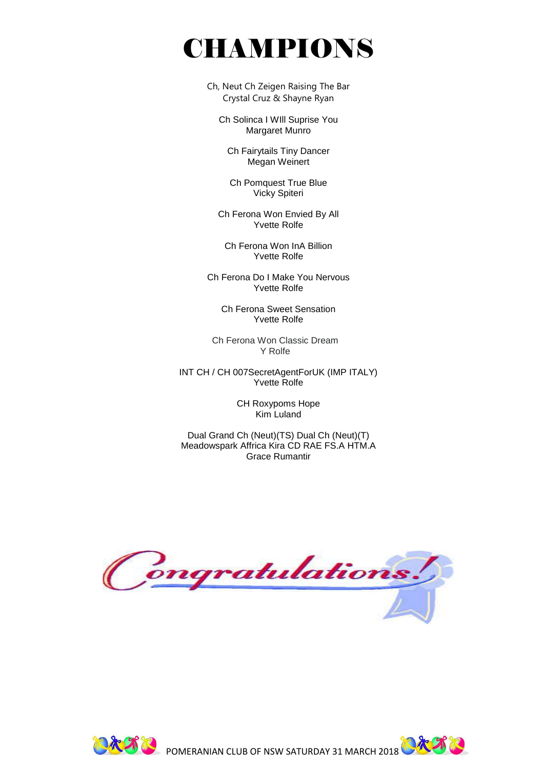# CHAMPIONS

Ch, Neut Ch Zeigen Raising The Bar
Crystal Cruz & Shayne Ryan

Ch Solinca I WIll Suprise You
Margaret Munro

Ch Fairytails Tiny Dancer
Megan Weinert

Ch Pomquest True Blue
Vicky Spiteri

Ch Ferona Won Envied By All
Yvette Rolfe

Ch Ferona Won InA Billion
Yvette Rolfe

Ch Ferona Do I Make You Nervous
Yvette Rolfe

Ch Ferona Sweet Sensation
Yvette Rolfe

Ch Ferona Won Classic Dream
Y Rolfe

INT CH / CH 007SecretAgentForUK (IMP ITALY)
Yvette Rolfe

CH Roxypoms Hope
Kim Luland

Dual Grand Ch (Neut)(TS) Dual Ch (Neut)(T)
Meadowspark Affrica Kira CD RAE FS.A HTM.A
Grace Rumantir

*Congratulations!*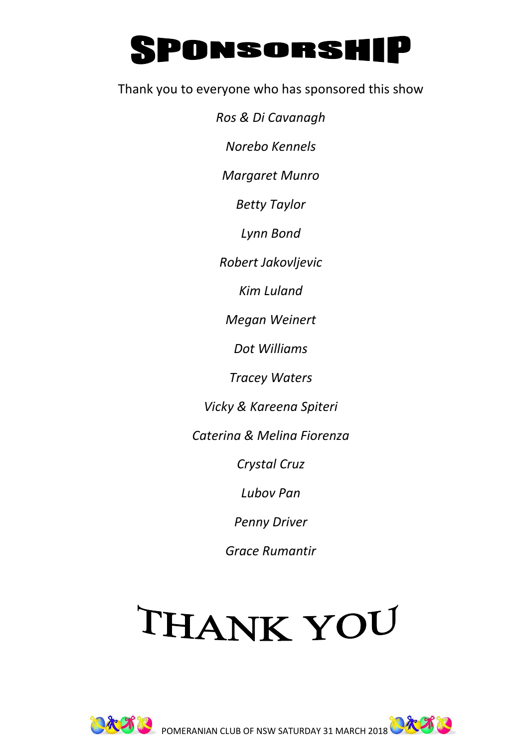# Sponsorship

Thank you to everyone who has sponsored this show

*Ros & Di Cavanagh*

*Norebo Kennels*

*Margaret Munro*

*Betty Taylor*

*Lynn Bond*

*Robert Jakovljevic*

*Kim Luland*

*Megan Weinert*

*Dot Williams*

*Tracey Waters*

*Vicky & Kareena Spiteri*

*Caterina & Melina Fiorenza*

*Crystal Cruz*

*Lubov Pan*

*Penny Driver*

*Grace Rumantir*

# THANK YOU